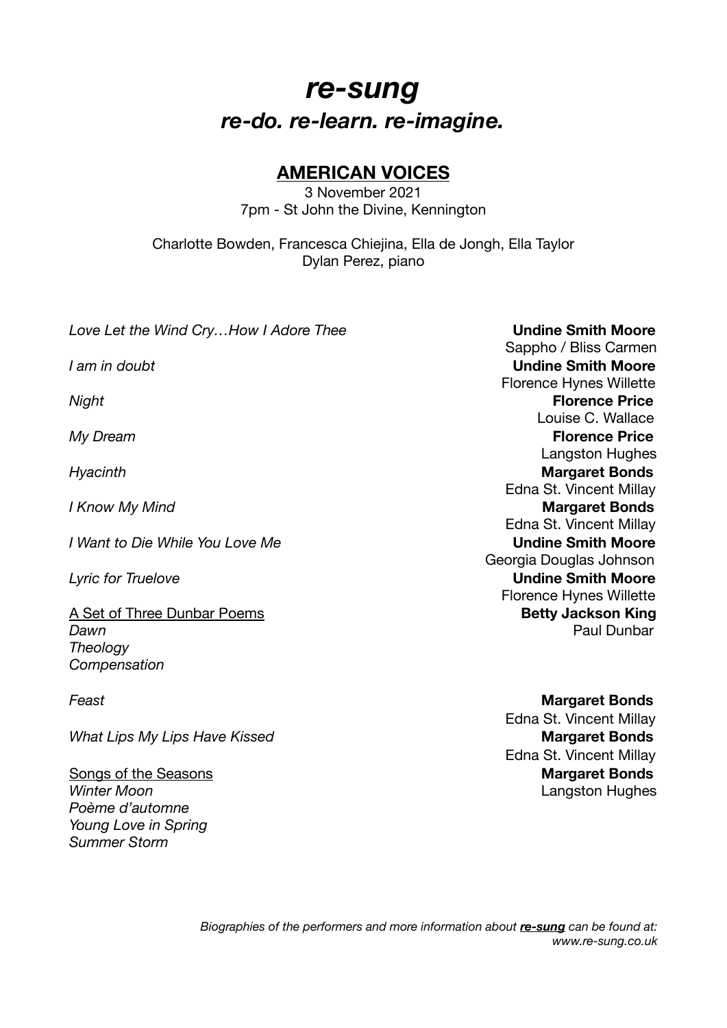# *re-sung*

## *re-do. re-learn. re-imagine.*

### AMERICAN VOICES

3 November 2021
7pm - St John the Divine, Kennington

Charlotte Bowden, Francesca Chiejina, Ella de Jongh, Ella Taylor
Dylan Perez, piano

*Love Let the Wind Cry…How I Adore Thee* — **Undine Smith Moore**
Sappho / Bliss Carmen

*I am in doubt* — **Undine Smith Moore**
Florence Hynes Willette

*Night* — **Florence Price**
Louise C. Wallace

*My Dream* — **Florence Price**
Langston Hughes

*Hyacinth* — **Margaret Bonds**
Edna St. Vincent Millay

*I Know My Mind* — **Margaret Bonds**
Edna St. Vincent Millay

*I Want to Die While You Love Me* — **Undine Smith Moore**
Georgia Douglas Johnson

*Lyric for Truelove* — **Undine Smith Moore**
Florence Hynes Willette

A Set of Three Dunbar Poems — **Betty Jackson King**
Paul Dunbar
*Dawn*
*Theology*
*Compensation*

*Feast* — **Margaret Bonds**
Edna St. Vincent Millay

*What Lips My Lips Have Kissed* — **Margaret Bonds**
Edna St. Vincent Millay

Songs of the Seasons — **Margaret Bonds**
Langston Hughes
*Winter Moon*
*Poème d'automne*
*Young Love in Spring*
*Summer Storm*

*Biographies of the performers and more information about **re-sung** can be found at: www.re-sung.co.uk*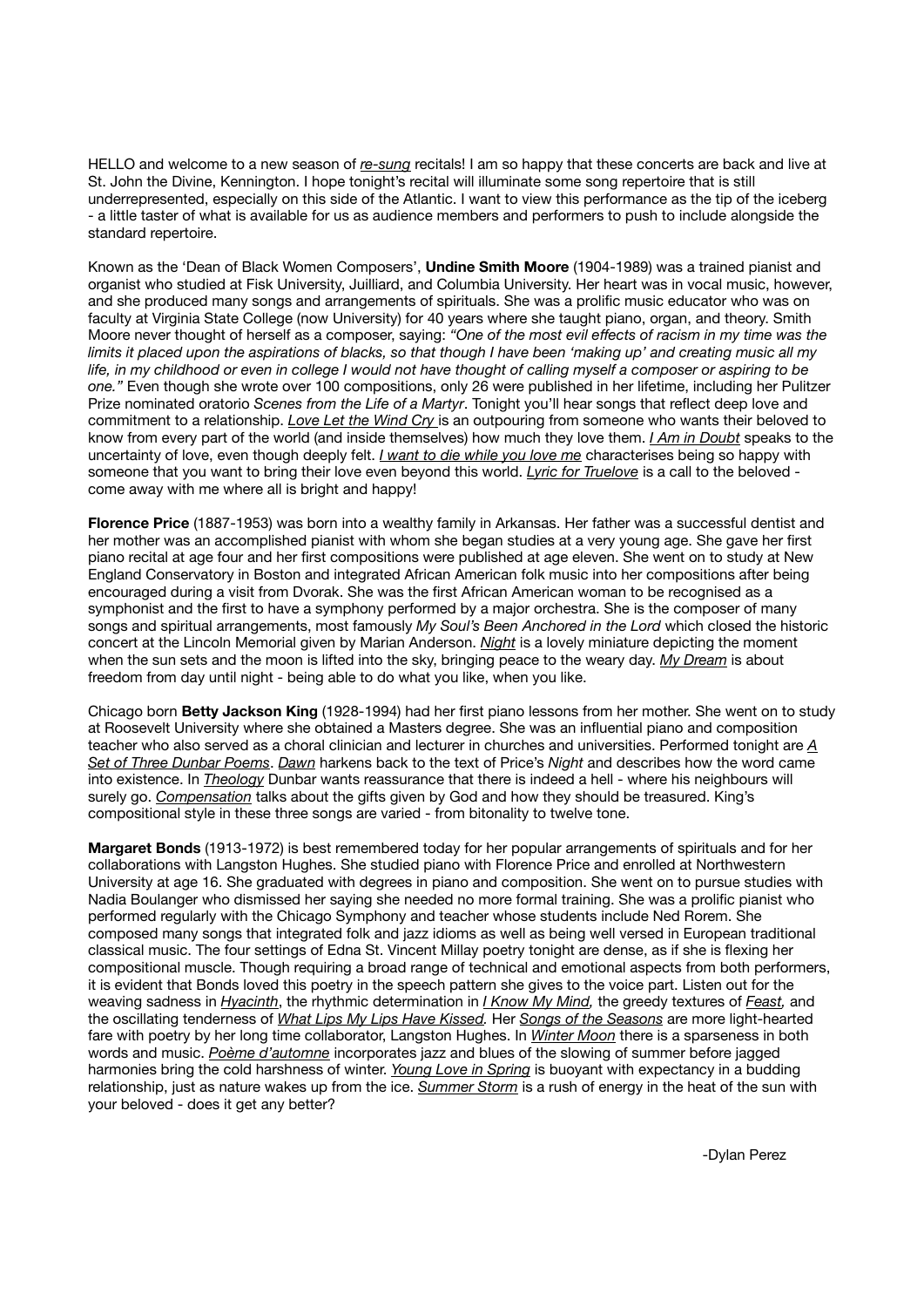HELLO and welcome to a new season of _re-sung_ recitals! I am so happy that these concerts are back and live at St. John the Divine, Kennington. I hope tonight's recital will illuminate some song repertoire that is still underrepresented, especially on this side of the Atlantic. I want to view this performance as the tip of the iceberg - a little taster of what is available for us as audience members and performers to push to include alongside the standard repertoire.

Known as the 'Dean of Black Women Composers', **Undine Smith Moore** (1904-1989) was a trained pianist and organist who studied at Fisk University, Juilliard, and Columbia University. Her heart was in vocal music, however, and she produced many songs and arrangements of spirituals. She was a prolific music educator who was on faculty at Virginia State College (now University) for 40 years where she taught piano, organ, and theory. Smith Moore never thought of herself as a composer, saying: *"One of the most evil effects of racism in my time was the limits it placed upon the aspirations of blacks, so that though I have been 'making up' and creating music all my life, in my childhood or even in college I would not have thought of calling myself a composer or aspiring to be one."* Even though she wrote over 100 compositions, only 26 were published in her lifetime, including her Pulitzer Prize nominated oratorio *Scenes from the Life of a Martyr*. Tonight you'll hear songs that reflect deep love and commitment to a relationship. _Love Let the Wind Cry_ is an outpouring from someone who wants their beloved to know from every part of the world (and inside themselves) how much they love them. _I Am in Doubt_ speaks to the uncertainty of love, even though deeply felt. _I want to die while you love me_ characterises being so happy with someone that you want to bring their love even beyond this world. _Lyric for Truelove_ is a call to the beloved - come away with me where all is bright and happy!

**Florence Price** (1887-1953) was born into a wealthy family in Arkansas. Her father was a successful dentist and her mother was an accomplished pianist with whom she began studies at a very young age. She gave her first piano recital at age four and her first compositions were published at age eleven. She went on to study at New England Conservatory in Boston and integrated African American folk music into her compositions after being encouraged during a visit from Dvorak. She was the first African American woman to be recognised as a symphonist and the first to have a symphony performed by a major orchestra. She is the composer of many songs and spiritual arrangements, most famously *My Soul's Been Anchored in the Lord* which closed the historic concert at the Lincoln Memorial given by Marian Anderson. _Night_ is a lovely miniature depicting the moment when the sun sets and the moon is lifted into the sky, bringing peace to the weary day. _My Dream_ is about freedom from day until night - being able to do what you like, when you like.

Chicago born **Betty Jackson King** (1928-1994) had her first piano lessons from her mother. She went on to study at Roosevelt University where she obtained a Masters degree. She was an influential piano and composition teacher who also served as a choral clinician and lecturer in churches and universities. Performed tonight are _A Set of Three Dunbar Poems_. _Dawn_ harkens back to the text of Price's *Night* and describes how the word came into existence. In _Theology_ Dunbar wants reassurance that there is indeed a hell - where his neighbours will surely go. _Compensation_ talks about the gifts given by God and how they should be treasured. King's compositional style in these three songs are varied - from bitonality to twelve tone.

**Margaret Bonds** (1913-1972) is best remembered today for her popular arrangements of spirituals and for her collaborations with Langston Hughes. She studied piano with Florence Price and enrolled at Northwestern University at age 16. She graduated with degrees in piano and composition. She went on to pursue studies with Nadia Boulanger who dismissed her saying she needed no more formal training. She was a prolific pianist who performed regularly with the Chicago Symphony and teacher whose students include Ned Rorem. She composed many songs that integrated folk and jazz idioms as well as being well versed in European traditional classical music. The four settings of Edna St. Vincent Millay poetry tonight are dense, as if she is flexing her compositional muscle. Though requiring a broad range of technical and emotional aspects from both performers, it is evident that Bonds loved this poetry in the speech pattern she gives to the voice part. Listen out for the weaving sadness in _Hyacinth_, the rhythmic determination in _I Know My Mind,_ the greedy textures of _Feast,_ and the oscillating tenderness of _What Lips My Lips Have Kissed._ Her _Songs of the Seasons_ are more light-hearted fare with poetry by her long time collaborator, Langston Hughes. In _Winter Moon_ there is a sparseness in both words and music. _Poème d'automne_ incorporates jazz and blues of the slowing of summer before jagged harmonies bring the cold harshness of winter. _Young Love in Spring_ is buoyant with expectancy in a budding relationship, just as nature wakes up from the ice. _Summer Storm_ is a rush of energy in the heat of the sun with your beloved - does it get any better?

-Dylan Perez